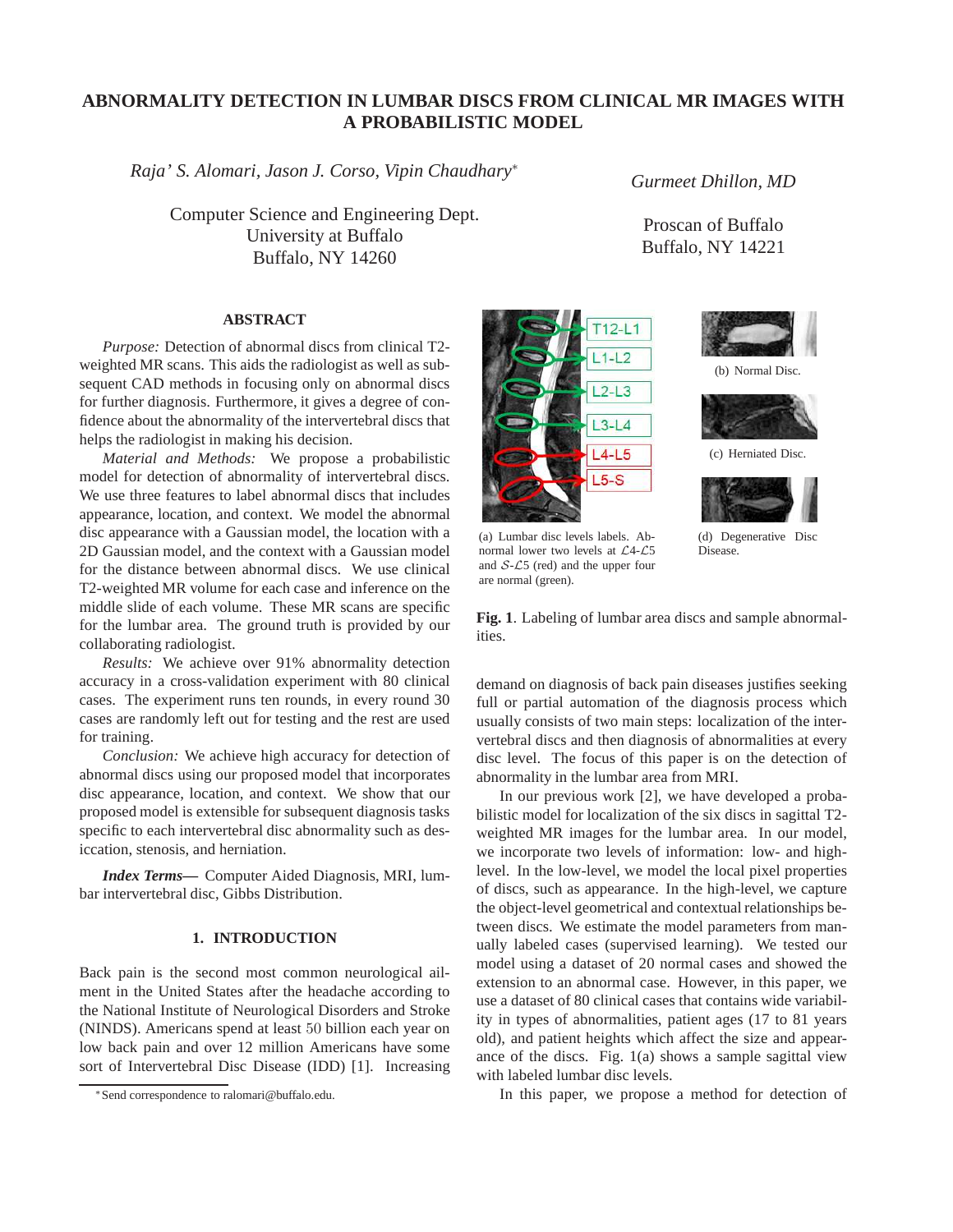# ABNORMALITY DETECTION IN LUMBAR DISCS FROM CLINICAL MR IMAGES WITH A PROBABILISTIC MODEL

*Raja' S. Alomari, Jason J. Corso, Vipin Chaudhary*[*]

Computer Science and Engineering Dept.
University at Buffalo
Buffalo, NY 14260

*Gurmeet Dhillon, MD*

Proscan of Buffalo
Buffalo, NY 14221

## ABSTRACT

*Purpose:* Detection of abnormal discs from clinical T2-weighted MR scans. This aids the radiologist as well as subsequent CAD methods in focusing only on abnormal discs for further diagnosis. Furthermore, it gives a degree of confidence about the abnormality of the intervertebral discs that helps the radiologist in making his decision.

*Material and Methods:* We propose a probabilistic model for detection of abnormality of intervertebral discs. We use three features to label abnormal discs that includes appearance, location, and context. We model the abnormal disc appearance with a Gaussian model, the location with a 2D Gaussian model, and the context with a Gaussian model for the distance between abnormal discs. We use clinical T2-weighted MR volume for each case and inference on the middle slide of each volume. These MR scans are specific for the lumbar area. The ground truth is provided by our collaborating radiologist.

*Results:* We achieve over 91% abnormality detection accuracy in a cross-validation experiment with 80 clinical cases. The experiment runs ten rounds, in every round 30 cases are randomly left out for testing and the rest are used for training.

*Conclusion:* We achieve high accuracy for detection of abnormal discs using our proposed model that incorporates disc appearance, location, and context. We show that our proposed model is extensible for subsequent diagnosis tasks specific to each intervertebral disc abnormality such as desiccation, stenosis, and herniation.

***Index Terms***— Computer Aided Diagnosis, MRI, lumbar intervertebral disc, Gibbs Distribution.

## 1. INTRODUCTION

Back pain is the second most common neurological ailment in the United States after the headache according to the National Institute of Neurological Disorders and Stroke (NINDS). Americans spend at least 50 billion each year on low back pain and over 12 million Americans have some sort of Intervertebral Disc Disease (IDD) [1]. Increasing demand on diagnosis of back pain diseases justifies seeking full or partial automation of the diagnosis process which usually consists of two main steps: localization of the intervertebral discs and then diagnosis of abnormalities at every disc level. The focus of this paper is on the detection of abnormality in the lumbar area from MRI.

(a) Lumbar disc levels labels. Abnormal lower two levels at $\mathcal{L}4$-$\mathcal{L}5$ and $\mathcal{S}$-$\mathcal{L}5$ (red) and the upper four are normal (green).

(b) Normal Disc.

(c) Herniated Disc.

(d) Degenerative Disc Disease.

**Fig. 1**. Labeling of lumbar area discs and sample abnormalities.

In our previous work [2], we have developed a probabilistic model for localization of the six discs in sagittal T2-weighted MR images for the lumbar area. In our model, we incorporate two levels of information: low- and high-level. In the low-level, we model the local pixel properties of discs, such as appearance. In the high-level, we capture the object-level geometrical and contextual relationships between discs. We estimate the model parameters from manually labeled cases (supervised learning). We tested our model using a dataset of 20 normal cases and showed the extension to an abnormal case. However, in this paper, we use a dataset of 80 clinical cases that contains wide variability in types of abnormalities, patient ages (17 to 81 years old), and patient heights which affect the size and appearance of the discs. Fig. 1(a) shows a sample sagittal view with labeled lumbar disc levels.

In this paper, we propose a method for detection of

[*]Send correspondence to ralomari@buffalo.edu.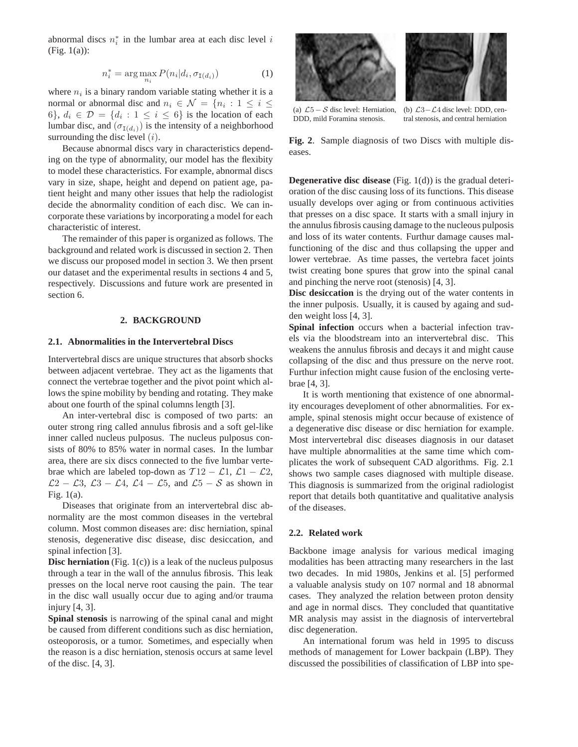abnormal discs $n_i^*$ in the lumbar area at each disc level $i$ (Fig. 1(a)):

$$n_i^* = \arg\max_{n_i} P(n_i | d_i, \sigma_{\mathtt{I}(d_i)}) \tag{1}$$

where $n_i$ is a binary random variable stating whether it is a normal or abnormal disc and $n_i \in \mathcal{N} = \{n_i : 1 \leq i \leq 6\}$, $d_i \in \mathcal{D} = \{d_i : 1 \leq i \leq 6\}$ is the location of each lumbar disc, and $(\sigma_{\mathtt{I}(d_i)})$ is the intensity of a neighborhood surrounding the disc level $(i)$.

Because abnormal discs vary in characteristics depending on the type of abnormality, our model has the flexibity to model these characteristics. For example, abnormal discs vary in size, shape, height and depend on patient age, patient height and many other issues that help the radiologist decide the abnormality condition of each disc. We can incorporate these variations by incorporating a model for each characteristic of interest.

The remainder of this paper is organized as follows. The background and related work is discussed in section 2. Then we discuss our proposed model in section 3. We then prsent our dataset and the experimental results in sections 4 and 5, respectively. Discussions and future work are presented in section 6.

## 2. BACKGROUND

### 2.1. Abnormalities in the Intervertebral Discs

Intervertebral discs are unique structures that absorb shocks between adjacent vertebrae. They act as the ligaments that connect the vertebrae together and the pivot point which allows the spine mobility by bending and rotating. They make about one fourth of the spinal columns length [3].

An inter-vertebral disc is composed of two parts: an outer strong ring called annulus fibrosis and a soft gel-like inner called nucleus pulposus. The nucleus pulposus consists of 80% to 85% water in normal cases. In the lumbar area, there are six discs connected to the five lumbar vertebrae which are labeled top-down as $\mathcal{T}12 - \mathcal{L}1$, $\mathcal{L}1 - \mathcal{L}2$, $\mathcal{L}2 - \mathcal{L}3$, $\mathcal{L}3 - \mathcal{L}4$, $\mathcal{L}4 - \mathcal{L}5$, and $\mathcal{L}5 - \mathcal{S}$ as shown in Fig. 1(a).

Diseases that originate from an intervertebral disc abnormality are the most common diseases in the vertebral column. Most common diseases are: disc herniation, spinal stenosis, degenerative disc disease, disc desiccation, and spinal infection [3].

**Disc herniation** (Fig. 1(c)) is a leak of the nucleus pulposus through a tear in the wall of the annulus fibrosis. This leak presses on the local nerve root causing the pain. The tear in the disc wall usually occur due to aging and/or trauma injury [4, 3].

**Spinal stenosis** is narrowing of the spinal canal and might be caused from different conditions such as disc herniation, osteoporosis, or a tumor. Sometimes, and especially when the reason is a disc herniation, stenosis occurs at same level of the disc. [4, 3].

(a) $\mathcal{L}5 - \mathcal{S}$ disc level: Herniation, DDD, mild Foramina stenosis.

(b) $\mathcal{L}3 - \mathcal{L}4$ disc level: DDD, central stenosis, and central herniation

**Fig. 2**. Sample diagnosis of two Discs with multiple diseases.

**Degenerative disc disease** (Fig. 1(d)) is the gradual deterioration of the disc causing loss of its functions. This disease usually develops over aging or from continuous activities that presses on a disc space. It starts with a small injury in the annulus fibrosis causing damage to the nucleus pulposis and loss of its water contents. Furthur damage causes malfunctioning of the disc and thus collapsing the upper and lower vertebrae. As time passes, the vertebra facet joints twist creating bone spures that grow into the spinal canal and pinching the nerve root (stenosis) [4, 3].

**Disc desiccation** is the drying out of the water contents in the inner pulposis. Usually, it is caused by againg and sudden weight loss [4, 3].

**Spinal infection** occurs when a bacterial infection travels via the bloodstream into an intervertebral disc. This weakens the annulus fibrosis and decays it and might cause collapsing of the disc and thus pressure on the nerve root. Furthur infection might cause fusion of the enclosing vertebrae [4, 3].

It is worth mentioning that existence of one abnormality encourages deveplopment of other abnormalities. For example, spinal stenosis might occur because of existence of a degenerative disc disease or disc herniation for example. Most intervertebral disc diseases diagnosis in our dataset have multiple abnormalities at the same time which complicates the work of subsequent CAD algorithms. Fig. 2.1 shows two sample cases diagnosed with multiple disease. This diagnosis is summarized from the original radiologist report that details both quantitative and qualitative analysis of the diseases.

### 2.2. Related work

Backbone image analysis for various medical imaging modalities has been attracting many researchers in the last two decades. In mid 1980s, Jenkins et al. [5] performed a valuable analysis study on 107 normal and 18 abnormal cases. They analyzed the relation between proton density and age in normal discs. They concluded that quantitative MR analysis may assist in the diagnosis of intervertebral disc degeneration.

An international forum was held in 1995 to discuss methods of management for Lower backpain (LBP). They discussed the possibilities of classification of LBP into spe-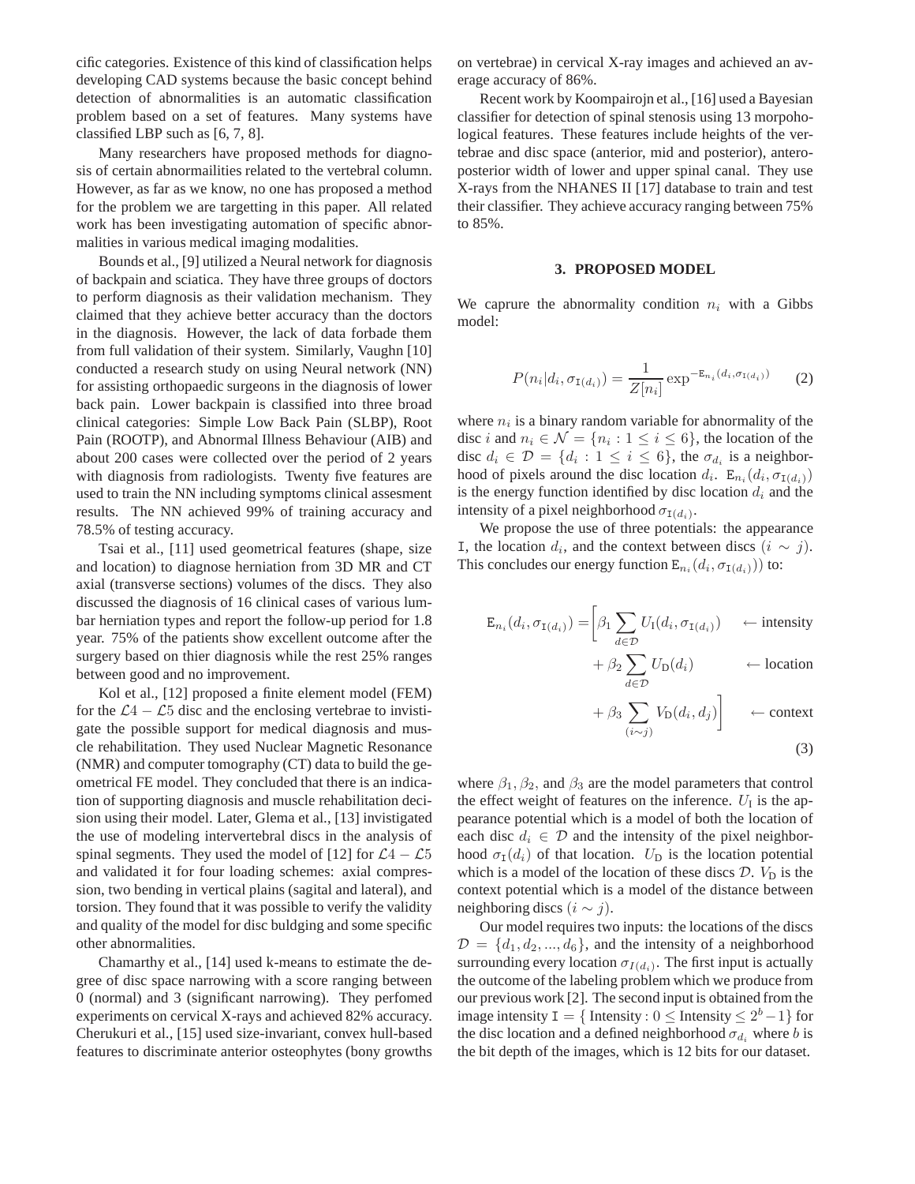cific categories. Existence of this kind of classification helps developing CAD systems because the basic concept behind detection of abnormalities is an automatic classification problem based on a set of features. Many systems have classified LBP such as [6, 7, 8].

Many researchers have proposed methods for diagnosis of certain abnormailities related to the vertebral column. However, as far as we know, no one has proposed a method for the problem we are targetting in this paper. All related work has been investigating automation of specific abnormalities in various medical imaging modalities.

Bounds et al., [9] utilized a Neural network for diagnosis of backpain and sciatica. They have three groups of doctors to perform diagnosis as their validation mechanism. They claimed that they achieve better accuracy than the doctors in the diagnosis. However, the lack of data forbade them from full validation of their system. Similarly, Vaughn [10] conducted a research study on using Neural network (NN) for assisting orthopaedic surgeons in the diagnosis of lower back pain. Lower backpain is classified into three broad clinical categories: Simple Low Back Pain (SLBP), Root Pain (ROOTP), and Abnormal Illness Behaviour (AIB) and about 200 cases were collected over the period of 2 years with diagnosis from radiologists. Twenty five features are used to train the NN including symptoms clinical assesment results. The NN achieved 99% of training accuracy and 78.5% of testing accuracy.

Tsai et al., [11] used geometrical features (shape, size and location) to diagnose herniation from 3D MR and CT axial (transverse sections) volumes of the discs. They also discussed the diagnosis of 16 clinical cases of various lumbar herniation types and report the follow-up period for 1.8 year. 75% of the patients show excellent outcome after the surgery based on thier diagnosis while the rest 25% ranges between good and no improvement.

Kol et al., [12] proposed a finite element model (FEM) for the $\mathcal{L}4-\mathcal{L}5$ disc and the enclosing vertebrae to invistigate the possible support for medical diagnosis and muscle rehabilitation. They used Nuclear Magnetic Resonance (NMR) and computer tomography (CT) data to build the geometrical FE model. They concluded that there is an indication of supporting diagnosis and muscle rehabilitation decision using their model. Later, Glema et al., [13] invistigated the use of modeling intervertebral discs in the analysis of spinal segments. They used the model of [12] for $\mathcal{L}4-\mathcal{L}5$ and validated it for four loading schemes: axial compression, two bending in vertical plains (sagital and lateral), and torsion. They found that it was possible to verify the validity and quality of the model for disc buldging and some specific other abnormalities.

Chamarthy et al., [14] used k-means to estimate the degree of disc space narrowing with a score ranging between 0 (normal) and 3 (significant narrowing). They perfomed experiments on cervical X-rays and achieved 82% accuracy. Cherukuri et al., [15] used size-invariant, convex hull-based features to discriminate anterior osteophytes (bony growths on vertebrae) in cervical X-ray images and achieved an average accuracy of 86%.

Recent work by Koompairojn et al., [16] used a Bayesian classifier for detection of spinal stenosis using 13 morpohological features. These features include heights of the vertebrae and disc space (anterior, mid and posterior), anteroposterior width of lower and upper spinal canal. They use X-rays from the NHANES II [17] database to train and test their classifier. They achieve accuracy ranging between 75% to 85%.

## 3. PROPOSED MODEL

We caprure the abnormality condition $n_i$ with a Gibbs model:

$$P(n_i|d_i, \sigma_{\mathtt{I}(d_i)}) = \frac{1}{Z[n_i]} \exp^{-\mathtt{E}_{n_i}(d_i, \sigma_{\mathtt{I}(d_i)})} \qquad (2)$$

where $n_i$ is a binary random variable for abnormality of the disc $i$ and $n_i \in \mathcal{N} = \{n_i : 1 \le i \le 6\}$, the location of the disc $d_i \in \mathcal{D} = \{d_i : 1 \le i \le 6\}$, the $\sigma_{d_i}$ is a neighborhood of pixels around the disc location $d_i$. $\mathtt{E}_{n_i}(d_i, \sigma_{\mathtt{I}(d_i)})$ is the energy function identified by disc location $d_i$ and the intensity of a pixel neighborhood $\sigma_{\mathtt{I}(d_i)}$.

We propose the use of three potentials: the appearance $\mathtt{I}$, the location $d_i$, and the context between discs $(i \sim j)$. This concludes our energy function $\mathtt{E}_{n_i}(d_i, \sigma_{\mathtt{I}(d_i)}))$ to:

$$\begin{aligned} \mathtt{E}_{n_i}(d_i, \sigma_{\mathtt{I}(d_i)}) = \Big[ & \beta_1 \sum_{d \in \mathcal{D}} U_{\mathtt{I}}(d_i, \sigma_{\mathtt{I}(d_i)}) && \leftarrow \text{intensity} \\ & + \beta_2 \sum_{d \in \mathcal{D}} U_{\mathtt{D}}(d_i) && \leftarrow \text{location} \\ & + \beta_3 \sum_{(i \sim j)} V_{\mathtt{D}}(d_i, d_j) \Big] && \leftarrow \text{context} \end{aligned} \qquad (3)$$

where $\beta_1, \beta_2$, and $\beta_3$ are the model parameters that control the effect weight of features on the inference. $U_{\mathtt{I}}$ is the appearance potential which is a model of both the location of each disc $d_i \in \mathcal{D}$ and the intensity of the pixel neighborhood $\sigma_{\mathtt{I}}(d_i)$ of that location. $U_{\mathtt{D}}$ is the location potential which is a model of the location of these discs $\mathcal{D}$. $V_{\mathtt{D}}$ is the context potential which is a model of the distance between neighboring discs $(i \sim j)$.

Our model requires two inputs: the locations of the discs $\mathcal{D} = \{d_1, d_2, ..., d_6\}$, and the intensity of a neighborhood surrounding every location $\sigma_{I(d_i)}$. The first input is actually the outcome of the labeling problem which we produce from our previous work [2]. The second input is obtained from the image intensity $\mathtt{I} = \{ \text{Intensity} : 0 \le \text{Intensity} \le 2^b - 1\}$ for the disc location and a defined neighborhood $\sigma_{d_i}$ where $b$ is the bit depth of the images, which is 12 bits for our dataset.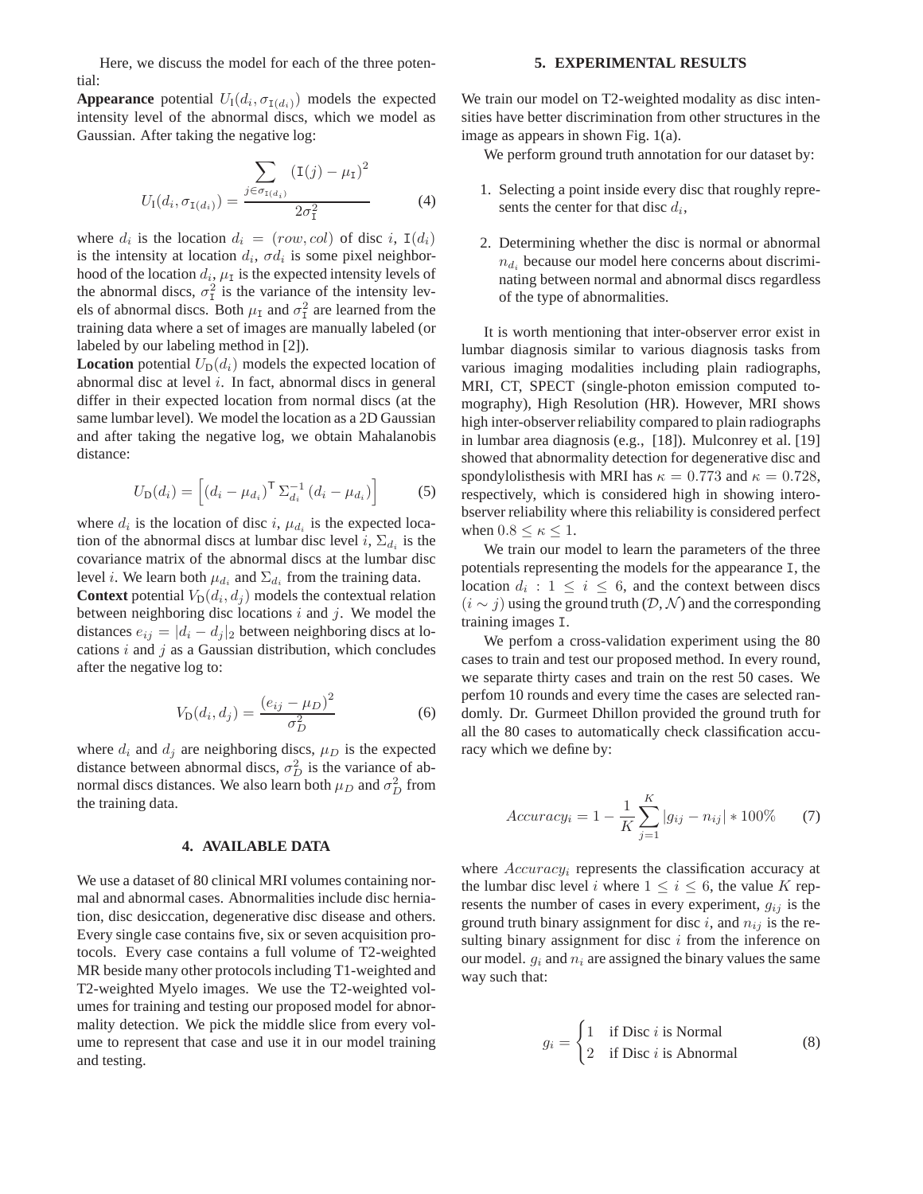Here, we discuss the model for each of the three potential:

**Appearance** potential $U_{\text{I}}(d_i, \sigma_{\mathtt{I}(d_i)})$ models the expected intensity level of the abnormal discs, which we model as Gaussian. After taking the negative log:

$$U_{\text{I}}(d_i, \sigma_{\mathtt{I}(d_i)}) = \frac{\sum_{j \in \sigma_{\mathtt{I}(d_i)}} (\mathtt{I}(j) - \mu_{\mathtt{I}})^2}{2\sigma_{\mathtt{I}}^2} \quad (4)$$

where $d_i$ is the location $d_i = (row, col)$ of disc $i$, $\mathtt{I}(d_i)$ is the intensity at location $d_i$, $\sigma d_i$ is some pixel neighborhood of the location $d_i$, $\mu_{\mathtt{I}}$ is the expected intensity levels of the abnormal discs, $\sigma_{\mathtt{I}}^2$ is the variance of the intensity levels of abnormal discs. Both $\mu_{\mathtt{I}}$ and $\sigma_{\mathtt{I}}^2$ are learned from the training data where a set of images are manually labeled (or labeled by our labeling method in [2]).

**Location** potential $U_{\text{D}}(d_i)$ models the expected location of abnormal disc at level $i$. In fact, abnormal discs in general differ in their expected location from normal discs (at the same lumbar level). We model the location as a 2D Gaussian and after taking the negative log, we obtain Mahalanobis distance:

$$U_{\text{D}}(d_i) = \left[ (d_i - \mu_{d_i})^{\mathsf{T}} \Sigma_{d_i}^{-1} (d_i - \mu_{d_i}) \right] \quad (5)$$

where $d_i$ is the location of disc $i$, $\mu_{d_i}$ is the expected location of the abnormal discs at lumbar disc level $i$, $\Sigma_{d_i}$ is the covariance matrix of the abnormal discs at the lumbar disc level $i$. We learn both $\mu_{d_i}$ and $\Sigma_{d_i}$ from the training data.

**Context** potential $V_{\text{D}}(d_i, d_j)$ models the contextual relation between neighboring disc locations $i$ and $j$. We model the distances $e_{ij} = |d_i - d_j|_2$ between neighboring discs at locations $i$ and $j$ as a Gaussian distribution, which concludes after the negative log to:

$$V_{\text{D}}(d_i, d_j) = \frac{(e_{ij} - \mu_D)^2}{\sigma_D^2} \quad (6)$$

where $d_i$ and $d_j$ are neighboring discs, $\mu_D$ is the expected distance between abnormal discs, $\sigma_D^2$ is the variance of abnormal discs distances. We also learn both $\mu_D$ and $\sigma_D^2$ from the training data.

## 4. AVAILABLE DATA

We use a dataset of 80 clinical MRI volumes containing normal and abnormal cases. Abnormalities include disc herniation, disc desiccation, degenerative disc disease and others. Every single case contains five, six or seven acquisition protocols. Every case contains a full volume of T2-weighted MR beside many other protocols including T1-weighted and T2-weighted Myelo images. We use the T2-weighted volumes for training and testing our proposed model for abnormality detection. We pick the middle slice from every volume to represent that case and use it in our model training and testing.

## 5. EXPERIMENTAL RESULTS

We train our model on T2-weighted modality as disc intensities have better discrimination from other structures in the image as appears in shown Fig. 1(a).

We perform ground truth annotation for our dataset by:

1. Selecting a point inside every disc that roughly represents the center for that disc $d_i$,
2. Determining whether the disc is normal or abnormal $n_{d_i}$ because our model here concerns about discriminating between normal and abnormal discs regardless of the type of abnormalities.

It is worth mentioning that inter-observer error exist in lumbar diagnosis similar to various diagnosis tasks from various imaging modalities including plain radiographs, MRI, CT, SPECT (single-photon emission computed tomography), High Resolution (HR). However, MRI shows high inter-observer reliability compared to plain radiographs in lumbar area diagnosis (e.g., [18]). Mulconrey et al. [19] showed that abnormality detection for degenerative disc and spondylolisthesis with MRI has $\kappa = 0.773$ and $\kappa = 0.728$, respectively, which is considered high in showing interobserver reliability where this reliability is considered perfect when $0.8 \leq \kappa \leq 1$.

We train our model to learn the parameters of the three potentials representing the models for the appearance $\mathtt{I}$, the location $d_i : 1 \leq i \leq 6$, and the context between discs $(i \sim j)$ using the ground truth $(\mathcal{D}, \mathcal{N})$ and the corresponding training images $\mathtt{I}$.

We perfom a cross-validation experiment using the 80 cases to train and test our proposed method. In every round, we separate thirty cases and train on the rest 50 cases. We perfom 10 rounds and every time the cases are selected randomly. Dr. Gurmeet Dhillon provided the ground truth for all the 80 cases to automatically check classification accuracy which we define by:

$$Accuracy_i = 1 - \frac{1}{K} \sum_{j=1}^{K} |g_{ij} - n_{ij}| * 100\% \quad (7)$$

where $Accuracy_i$ represents the classification accuracy at the lumbar disc level $i$ where $1 \leq i \leq 6$, the value $K$ represents the number of cases in every experiment, $g_{ij}$ is the ground truth binary assignment for disc $i$, and $n_{ij}$ is the resulting binary assignment for disc $i$ from the inference on our model. $g_i$ and $n_i$ are assigned the binary values the same way such that:

$$g_i = \begin{cases} 1 & \text{if Disc } i \text{ is Normal} \\ 2 & \text{if Disc } i \text{ is Abnormal} \end{cases} \quad (8)$$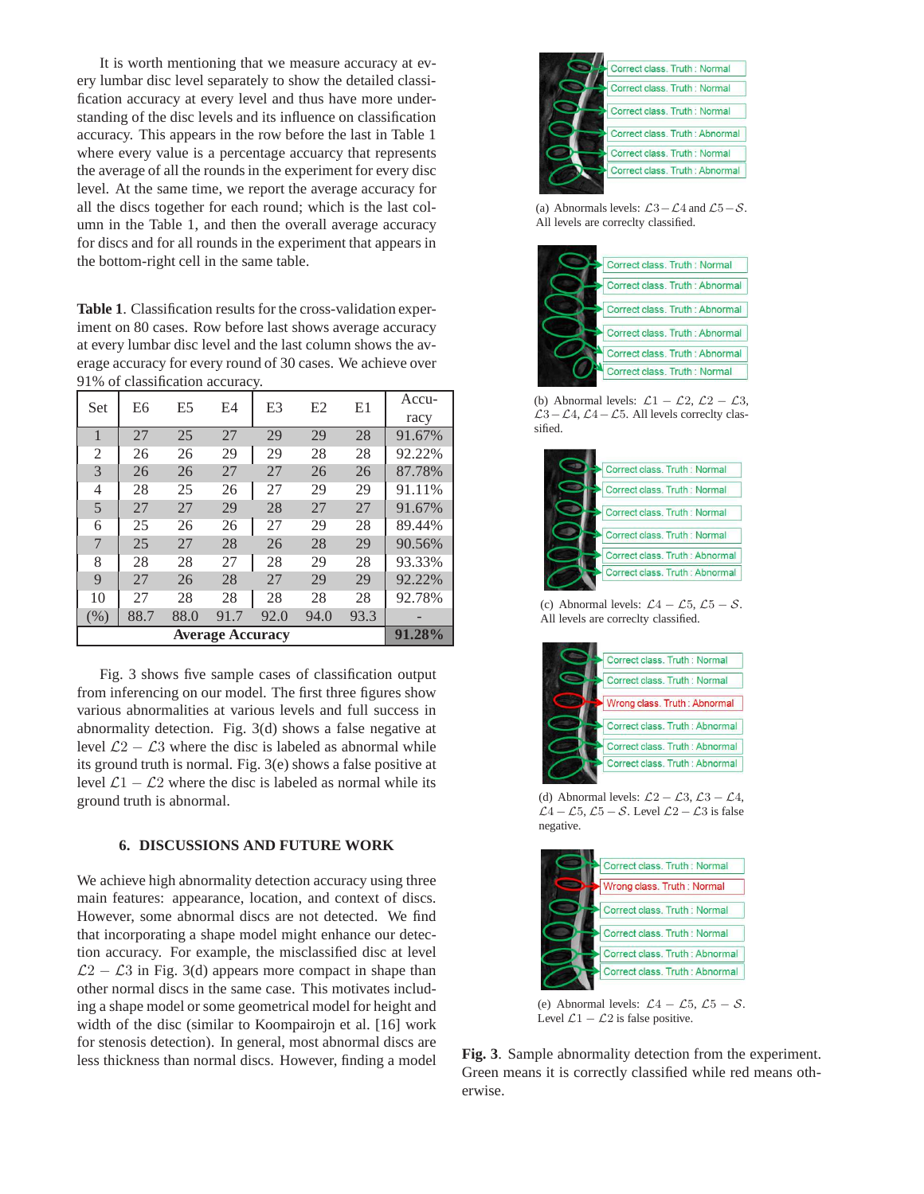It is worth mentioning that we measure accuracy at every lumbar disc level separately to show the detailed classification accuracy at every level and thus have more understanding of the disc levels and its influence on classification accuracy. This appears in the row before the last in Table 1 where every value is a percentage accuracy that represents the average of all the rounds in the experiment for every disc level. At the same time, we report the average accuracy for all the discs together for each round; which is the last column in the Table 1, and then the overall average accuracy for discs and for all rounds in the experiment that appears in the bottom-right cell in the same table.

**Table 1**. Classification results for the cross-validation experiment on 80 cases. Row before last shows average accuracy at every lumbar disc level and the last column shows the average accuracy for every round of 30 cases. We achieve over 91% of classification accuracy.

| Set | E6 | E5 | E4 | E3 | E2 | E1 | Accuracy |
|---|---|---|---|---|---|---|---|
| 1 | 27 | 25 | 27 | 29 | 29 | 28 | 91.67% |
| 2 | 26 | 26 | 29 | 29 | 28 | 28 | 92.22% |
| 3 | 26 | 26 | 27 | 27 | 26 | 26 | 87.78% |
| 4 | 28 | 25 | 26 | 27 | 29 | 29 | 91.11% |
| 5 | 27 | 27 | 29 | 28 | 27 | 27 | 91.67% |
| 6 | 25 | 26 | 26 | 27 | 29 | 28 | 89.44% |
| 7 | 25 | 27 | 28 | 26 | 28 | 29 | 90.56% |
| 8 | 28 | 28 | 27 | 28 | 29 | 28 | 93.33% |
| 9 | 27 | 26 | 28 | 27 | 29 | 29 | 92.22% |
| 10 | 27 | 28 | 28 | 28 | 28 | 28 | 92.78% |
| (%) | 88.7 | 88.0 | 91.7 | 92.0 | 94.0 | 93.3 | - |
| **Average Accuracy** | | | | | | | **91.28%** |

Fig. 3 shows five sample cases of classification output from inferencing on our model. The first three figures show various abnormalities at various levels and full success in abnormality detection. Fig. 3(d) shows a false negative at level $\mathcal{L}2 - \mathcal{L}3$ where the disc is labeled as abnormal while its ground truth is normal. Fig. 3(e) shows a false positive at level $\mathcal{L}1 - \mathcal{L}2$ where the disc is labeled as normal while its ground truth is abnormal.

(a) Abnormals levels: $\mathcal{L}3-\mathcal{L}4$ and $\mathcal{L}5-\mathcal{S}$. All levels are correclty classified.

(b) Abnormal levels: $\mathcal{L}1 - \mathcal{L}2$, $\mathcal{L}2 - \mathcal{L}3$, $\mathcal{L}3-\mathcal{L}4$, $\mathcal{L}4-\mathcal{L}5$. All levels correclty classified.

(c) Abnormal levels: $\mathcal{L}4 - \mathcal{L}5$, $\mathcal{L}5 - \mathcal{S}$. All levels are correclty classified.

(d) Abnormal levels: $\mathcal{L}2 - \mathcal{L}3$, $\mathcal{L}3 - \mathcal{L}4$, $\mathcal{L}4 - \mathcal{L}5$, $\mathcal{L}5 - \mathcal{S}$. Level $\mathcal{L}2 - \mathcal{L}3$ is false negative.

(e) Abnormal levels: $\mathcal{L}4 - \mathcal{L}5$, $\mathcal{L}5 - \mathcal{S}$. Level $\mathcal{L}1 - \mathcal{L}2$ is false positive.

**Fig. 3**. Sample abnormality detection from the experiment. Green means it is correctly classified while red means otherwise.

## 6. DISCUSSIONS AND FUTURE WORK

We achieve high abnormality detection accuracy using three main features: appearance, location, and context of discs. However, some abnormal discs are not detected. We find that incorporating a shape model might enhance our detection accuracy. For example, the misclassified disc at level $\mathcal{L}2 - \mathcal{L}3$ in Fig. 3(d) appears more compact in shape than other normal discs in the same case. This motivates including a shape model or some geometrical model for height and width of the disc (similar to Koompairojn et al. [16] work for stenosis detection). In general, most abnormal discs are less thickness than normal discs. However, finding a model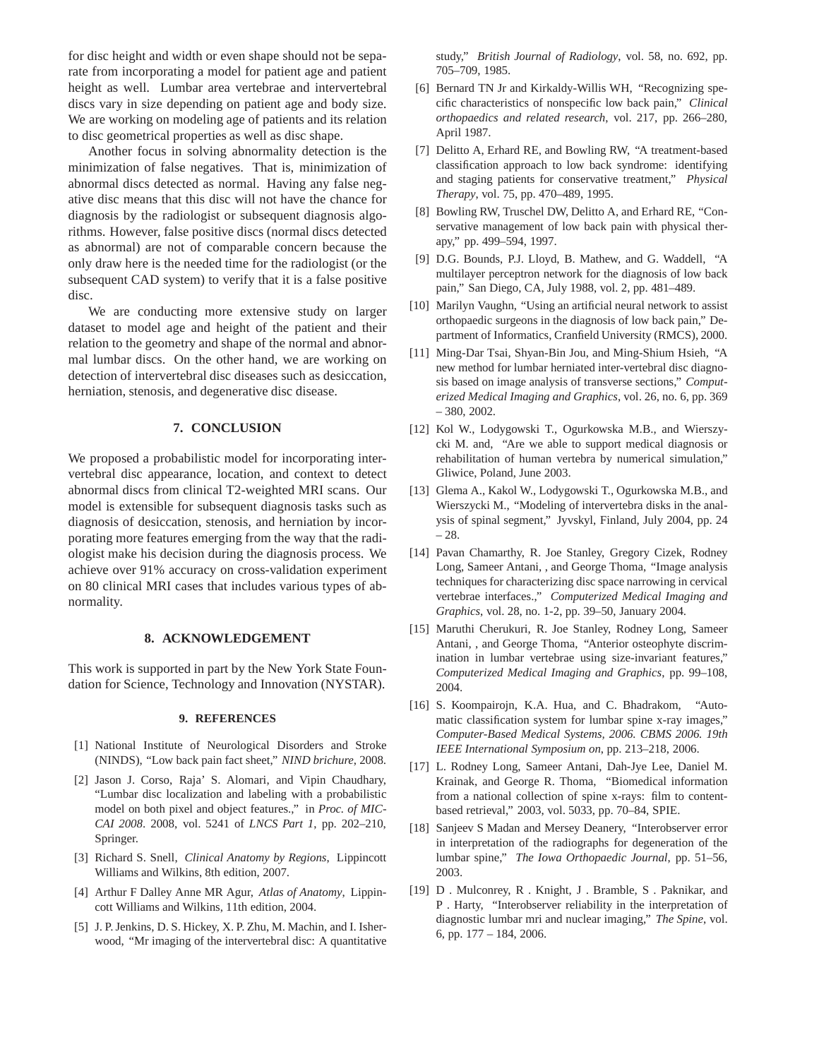for disc height and width or even shape should not be separate from incorporating a model for patient age and patient height as well. Lumbar area vertebrae and intervertebral discs vary in size depending on patient age and body size. We are working on modeling age of patients and its relation to disc geometrical properties as well as disc shape.

Another focus in solving abnormality detection is the minimization of false negatives. That is, minimization of abnormal discs detected as normal. Having any false negative disc means that this disc will not have the chance for diagnosis by the radiologist or subsequent diagnosis algorithms. However, false positive discs (normal discs detected as abnormal) are not of comparable concern because the only draw here is the needed time for the radiologist (or the subsequent CAD system) to verify that it is a false positive disc.

We are conducting more extensive study on larger dataset to model age and height of the patient and their relation to the geometry and shape of the normal and abnormal lumbar discs. On the other hand, we are working on detection of intervertebral disc diseases such as desiccation, herniation, stenosis, and degenerative disc disease.

## 7. CONCLUSION

We proposed a probabilistic model for incorporating intervertebral disc appearance, location, and context to detect abnormal discs from clinical T2-weighted MRI scans. Our model is extensible for subsequent diagnosis tasks such as diagnosis of desiccation, stenosis, and herniation by incorporating more features emerging from the way that the radiologist make his decision during the diagnosis process. We achieve over 91% accuracy on cross-validation experiment on 80 clinical MRI cases that includes various types of abnormality.

## 8. ACKNOWLEDGEMENT

This work is supported in part by the New York State Foundation for Science, Technology and Innovation (NYSTAR).

## 9. REFERENCES

[1] National Institute of Neurological Disorders and Stroke (NINDS), "Low back pain fact sheet," *NIND brichure*, 2008.

[2] Jason J. Corso, Raja' S. Alomari, and Vipin Chaudhary, "Lumbar disc localization and labeling with a probabilistic model on both pixel and object features.," in *Proc. of MICCAI 2008*. 2008, vol. 5241 of *LNCS Part 1*, pp. 202–210, Springer.

[3] Richard S. Snell, *Clinical Anatomy by Regions*, Lippincott Williams and Wilkins, 8th edition, 2007.

[4] Arthur F Dalley Anne MR Agur, *Atlas of Anatomy*, Lippincott Williams and Wilkins, 11th edition, 2004.

[5] J. P. Jenkins, D. S. Hickey, X. P. Zhu, M. Machin, and I. Isherwood, "Mr imaging of the intervertebral disc: A quantitative study," *British Journal of Radiology*, vol. 58, no. 692, pp. 705–709, 1985.

[6] Bernard TN Jr and Kirkaldy-Willis WH, "Recognizing specific characteristics of nonspecific low back pain," *Clinical orthopaedics and related research*, vol. 217, pp. 266–280, April 1987.

[7] Delitto A, Erhard RE, and Bowling RW, "A treatment-based classification approach to low back syndrome: identifying and staging patients for conservative treatment," *Physical Therapy*, vol. 75, pp. 470–489, 1995.

[8] Bowling RW, Truschel DW, Delitto A, and Erhard RE, "Conservative management of low back pain with physical therapy," pp. 499–594, 1997.

[9] D.G. Bounds, P.J. Lloyd, B. Mathew, and G. Waddell, "A multilayer perceptron network for the diagnosis of low back pain," San Diego, CA, July 1988, vol. 2, pp. 481–489.

[10] Marilyn Vaughn, "Using an artificial neural network to assist orthopaedic surgeons in the diagnosis of low back pain," Department of Informatics, Cranfield University (RMCS), 2000.

[11] Ming-Dar Tsai, Shyan-Bin Jou, and Ming-Shium Hsieh, "A new method for lumbar herniated inter-vertebral disc diagnosis based on image analysis of transverse sections," *Computerized Medical Imaging and Graphics*, vol. 26, no. 6, pp. 369 – 380, 2002.

[12] Kol W., Lodygowski T., Ogurkowska M.B., and Wierszycki M. and, "Are we able to support medical diagnosis or rehabilitation of human vertebra by numerical simulation," Gliwice, Poland, June 2003.

[13] Glema A., Kakol W., Lodygowski T., Ogurkowska M.B., and Wierszycki M., "Modeling of intervertebra disks in the analysis of spinal segment," Jyvskyl, Finland, July 2004, pp. 24 – 28.

[14] Pavan Chamarthy, R. Joe Stanley, Gregory Cizek, Rodney Long, Sameer Antani, , and George Thoma, "Image analysis techniques for characterizing disc space narrowing in cervical vertebrae interfaces.," *Computerized Medical Imaging and Graphics*, vol. 28, no. 1-2, pp. 39–50, January 2004.

[15] Maruthi Cherukuri, R. Joe Stanley, Rodney Long, Sameer Antani, , and George Thoma, "Anterior osteophyte discrimination in lumbar vertebrae using size-invariant features," *Computerized Medical Imaging and Graphics*, pp. 99–108, 2004.

[16] S. Koompairojn, K.A. Hua, and C. Bhadrakom, "Automatic classification system for lumbar spine x-ray images," *Computer-Based Medical Systems, 2006. CBMS 2006. 19th IEEE International Symposium on*, pp. 213–218, 2006.

[17] L. Rodney Long, Sameer Antani, Dah-Jye Lee, Daniel M. Krainak, and George R. Thoma, "Biomedical information from a national collection of spine x-rays: film to content-based retrieval," 2003, vol. 5033, pp. 70–84, SPIE.

[18] Sanjeev S Madan and Mersey Deanery, "Interobserver error in interpretation of the radiographs for degeneration of the lumbar spine," *The Iowa Orthopaedic Journal*, pp. 51–56, 2003.

[19] D . Mulconrey, R . Knight, J . Bramble, S . Paknikar, and P . Harty, "Interobserver reliability in the interpretation of diagnostic lumbar mri and nuclear imaging," *The Spine*, vol. 6, pp. 177 – 184, 2006.